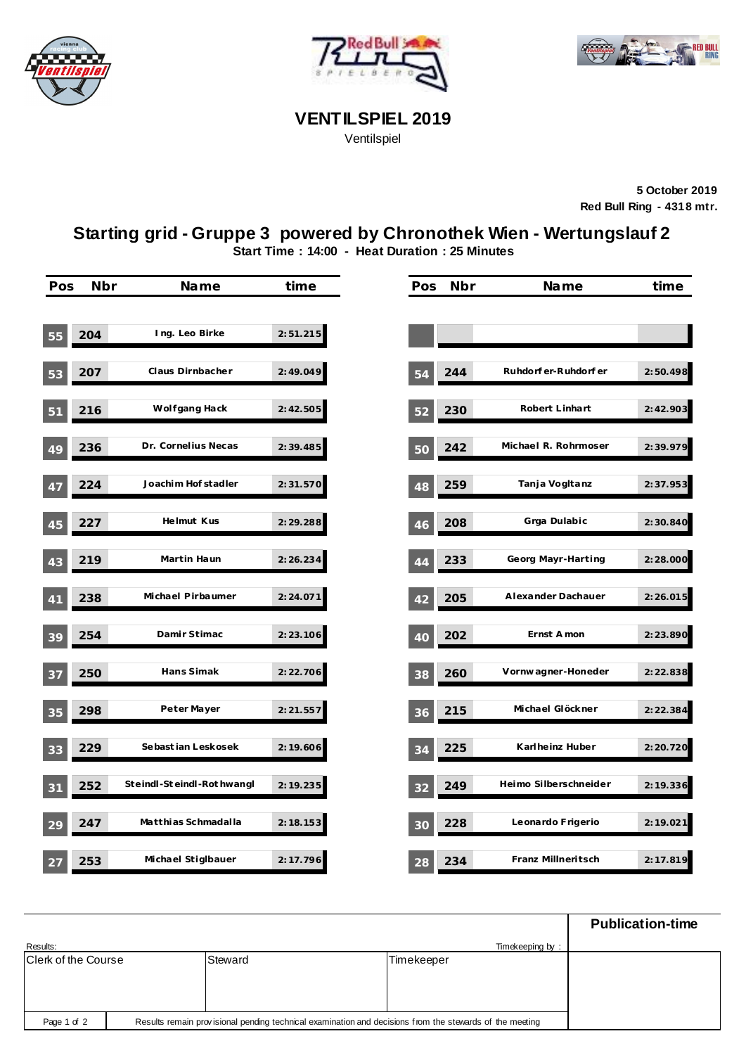# VENTILSPIEL 2019

Ventilspiel

**5 October 2019**
**Red Bull Ring - 4318 mtr.**

## Starting grid - Gruppe 3 powered by Chronothek Wien - Wertungslauf 2

**Start Time : 14:00 - Heat Duration : 25 Minutes**

| Pos | Nbr | Name | time | Pos | Nbr | Name | time |
|---|---|---|---|---|---|---|---|
| 55 | 204 | Ing. Leo Birke | 2:51.215 | | | | |
| 53 | 207 | Claus Dirnbacher | 2:49.049 | 54 | 244 | Ruhdorfer-Ruhdorfer | 2:50.498 |
| 51 | 216 | Wolfgang Hack | 2:42.505 | 52 | 230 | Robert Linhart | 2:42.903 |
| 49 | 236 | Dr. Cornelius Necas | 2:39.485 | 50 | 242 | Michael R. Rohrmoser | 2:39.979 |
| 47 | 224 | Joachim Hofstadler | 2:31.570 | 48 | 259 | Tanja Vogltanz | 2:37.953 |
| 45 | 227 | Helmut Kus | 2:29.288 | 46 | 208 | Grga Dulabic | 2:30.840 |
| 43 | 219 | Martin Haun | 2:26.234 | 44 | 233 | Georg Mayr-Harting | 2:28.000 |
| 41 | 238 | Michael Pirbaumer | 2:24.071 | 42 | 205 | Alexander Dachauer | 2:26.015 |
| 39 | 254 | Damir Stimac | 2:23.106 | 40 | 202 | Ernst Amon | 2:23.890 |
| 37 | 250 | Hans Simak | 2:22.706 | 38 | 260 | Vornwagner-Honeder | 2:22.838 |
| 35 | 298 | Peter Mayer | 2:21.557 | 36 | 215 | Michael Glöckner | 2:22.384 |
| 33 | 229 | Sebastian Leskosek | 2:19.606 | 34 | 225 | Karlheinz Huber | 2:20.720 |
| 31 | 252 | Steindl-Steindl-Rothwangl | 2:19.235 | 32 | 249 | Heimo Silberschneider | 2:19.336 |
| 29 | 247 | Matthias Schmadalla | 2:18.153 | 30 | 228 | Leonardo Frigerio | 2:19.021 |
| 27 | 253 | Michael Stiglbauer | 2:17.796 | 28 | 234 | Franz Millneritsch | 2:17.819 |

| Results: | | Timekeeping by : | Publication-time |
|---|---|---|---|
| Clerk of the Course | Steward | Timekeeper | |

Results remain provisional pending technical examination and decisions from the stewards of the meeting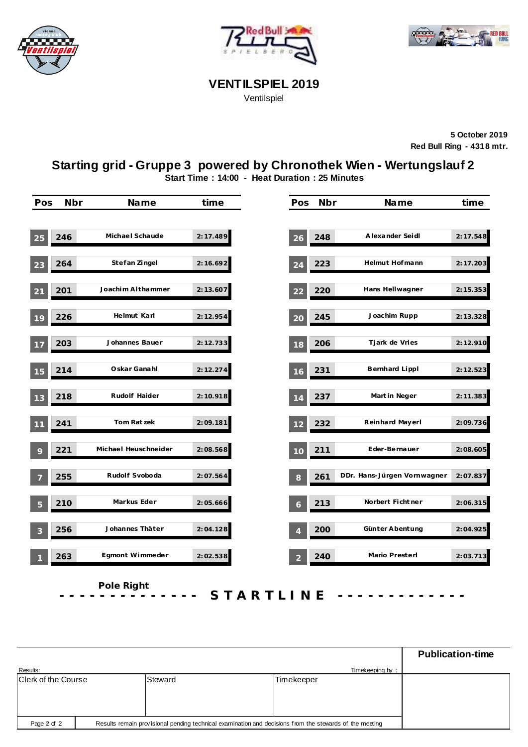# VENTILSPIEL 2019

Ventilspiel

**5 October 2019**
**Red Bull Ring - 4318 mtr.**

## Starting grid - Gruppe 3 powered by Chronothek Wien - Wertungslauf 2

**Start Time : 14:00 - Heat Duration : 25 Minutes**

| Pos | Nbr | Name | time | Pos | Nbr | Name | time |
|---|---|---|---|---|---|---|---|
| 25 | 246 | Michael Schaude | 2:17.489 | 26 | 248 | Alexander Seidl | 2:17.548 |
| 23 | 264 | Stefan Zingel | 2:16.692 | 24 | 223 | Helmut Hofmann | 2:17.203 |
| 21 | 201 | Joachim Althammer | 2:13.607 | 22 | 220 | Hans Hellwagner | 2:15.353 |
| 19 | 226 | Helmut Karl | 2:12.954 | 20 | 245 | Joachim Rupp | 2:13.328 |
| 17 | 203 | Johannes Bauer | 2:12.733 | 18 | 206 | Tjark de Vries | 2:12.910 |
| 15 | 214 | Oskar Ganahl | 2:12.274 | 16 | 231 | Bernhard Lippl | 2:12.523 |
| 13 | 218 | Rudolf Haider | 2:10.918 | 14 | 237 | Martin Neger | 2:11.383 |
| 11 | 241 | Tom Ratzek | 2:09.181 | 12 | 232 | Reinhard Mayerl | 2:09.736 |
| 9 | 221 | Michael Heuschneider | 2:08.568 | 10 | 211 | Eder-Bernauer | 2:08.605 |
| 7 | 255 | Rudolf Svoboda | 2:07.564 | 8 | 261 | DDr. Hans-Jürgen Vornwagner | 2:07.837 |
| 5 | 210 | Markus Eder | 2:05.666 | 6 | 213 | Norbert Fichtner | 2:06.315 |
| 3 | 256 | Johannes Thäter | 2:04.128 | 4 | 200 | Günter Abentung | 2:04.925 |
| 1 | 263 | Egmont Wimmeder | 2:02.538 | 2 | 240 | Mario Presterl | 2:03.713 |

**Pole Right**

**- - - - - - - - - - - - - - S T A R T L I N E - - - - - - - - - - - - -**

| Results: | | Timekeeping by : | **Publication-time** |
|---|---|---|---|
| Clerk of the Course | Steward | Timekeeper | |

Results remain provisional pending technical examination and decisions from the stewards of the meeting